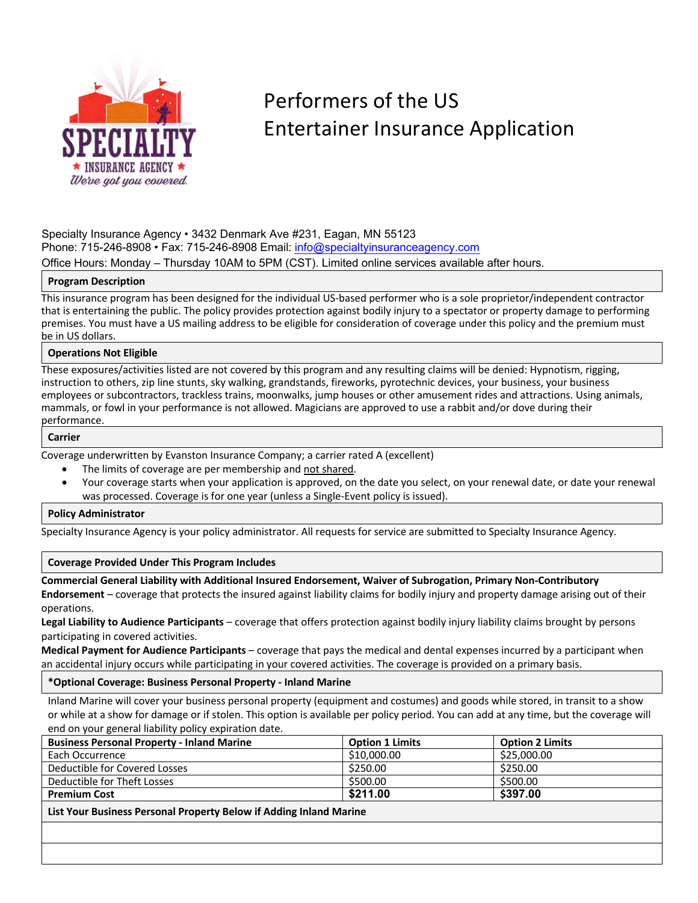# Performers of the US
# Entertainer Insurance Application

Specialty Insurance Agency • 3432 Denmark Ave #231, Eagan, MN 55123
Phone: 715-246-8908 • Fax: 715-246-8908 Email: info@specialtyinsuranceagency.com
Office Hours: Monday – Thursday 10AM to 5PM (CST). Limited online services available after hours.

## Program Description

This insurance program has been designed for the individual US-based performer who is a sole proprietor/independent contractor that is entertaining the public. The policy provides protection against bodily injury to a spectator or property damage to performing premises. You must have a US mailing address to be eligible for consideration of coverage under this policy and the premium must be in US dollars.

## Operations Not Eligible

These exposures/activities listed are not covered by this program and any resulting claims will be denied: Hypnotism, rigging, instruction to others, zip line stunts, sky walking, grandstands, fireworks, pyrotechnic devices, your business, your business employees or subcontractors, trackless trains, moonwalks, jump houses or other amusement rides and attractions. Using animals, mammals, or fowl in your performance is not allowed. Magicians are approved to use a rabbit and/or dove during their performance.

## Carrier

Coverage underwritten by Evanston Insurance Company; a carrier rated A (excellent)

- The limits of coverage are per membership and not shared.
- Your coverage starts when your application is approved, on the date you select, on your renewal date, or date your renewal was processed. Coverage is for one year (unless a Single-Event policy is issued).

## Policy Administrator

Specialty Insurance Agency is your policy administrator. All requests for service are submitted to Specialty Insurance Agency.

## Coverage Provided Under This Program Includes

**Commercial General Liability with Additional Insured Endorsement, Waiver of Subrogation, Primary Non-Contributory Endorsement** – coverage that protects the insured against liability claims for bodily injury and property damage arising out of their operations.

**Legal Liability to Audience Participants** – coverage that offers protection against bodily injury liability claims brought by persons participating in covered activities.

**Medical Payment for Audience Participants** – coverage that pays the medical and dental expenses incurred by a participant when an accidental injury occurs while participating in your covered activities. The coverage is provided on a primary basis.

## *Optional Coverage: Business Personal Property - Inland Marine

Inland Marine will cover your business personal property (equipment and costumes) and goods while stored, in transit to a show or while at a show for damage or if stolen. This option is available per policy period. You can add at any time, but the coverage will end on your general liability policy expiration date.

| Business Personal Property - Inland Marine | Option 1 Limits | Option 2 Limits |
|---|---|---|
| Each Occurrence | $10,000.00 | $25,000.00 |
| Deductible for Covered Losses | $250.00 | $250.00 |
| Deductible for Theft Losses | $500.00 | $500.00 |
| **Premium Cost** | **$211.00** | **$397.00** |

**List Your Business Personal Property Below if Adding Inland Marine**

| |
|---|
| |
| |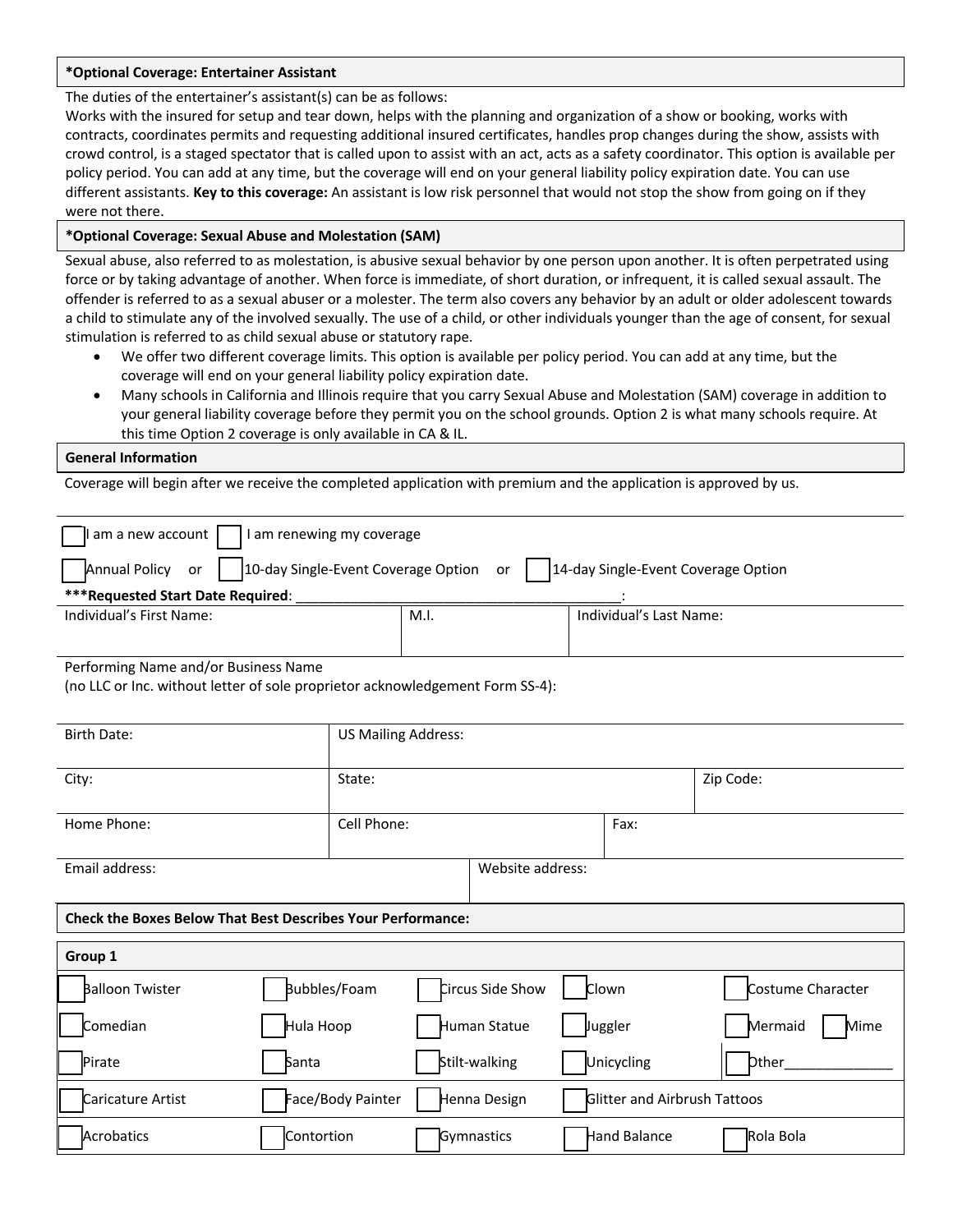**\*Optional Coverage: Entertainer Assistant**

The duties of the entertainer's assistant(s) can be as follows:
Works with the insured for setup and tear down, helps with the planning and organization of a show or booking, works with contracts, coordinates permits and requesting additional insured certificates, handles prop changes during the show, assists with crowd control, is a staged spectator that is called upon to assist with an act, acts as a safety coordinator. This option is available per policy period. You can add at any time, but the coverage will end on your general liability policy expiration date. You can use different assistants. **Key to this coverage:** An assistant is low risk personnel that would not stop the show from going on if they were not there.

**\*Optional Coverage: Sexual Abuse and Molestation (SAM)**

Sexual abuse, also referred to as molestation, is abusive sexual behavior by one person upon another. It is often perpetrated using force or by taking advantage of another. When force is immediate, of short duration, or infrequent, it is called sexual assault. The offender is referred to as a sexual abuser or a molester. The term also covers any behavior by an adult or older adolescent towards a child to stimulate any of the involved sexually. The use of a child, or other individuals younger than the age of consent, for sexual stimulation is referred to as child sexual abuse or statutory rape.

- We offer two different coverage limits. This option is available per policy period. You can add at any time, but the coverage will end on your general liability policy expiration date.
- Many schools in California and Illinois require that you carry Sexual Abuse and Molestation (SAM) coverage in addition to your general liability coverage before they permit you on the school grounds. Option 2 is what many schools require. At this time Option 2 coverage is only available in CA & IL.

**General Information**

Coverage will begin after we receive the completed application with premium and the application is approved by us.

☐ I am a new account ☐ I am renewing my coverage

☐ Annual Policy or ☐ 10-day Single-Event Coverage Option or ☐ 14-day Single-Event Coverage Option

**\*\*\*Requested Start Date Required**: ________________________________________:

| Individual's First Name: | M.I. | Individual's Last Name: |
|---|---|---|
| | | |

Performing Name and/or Business Name
(no LLC or Inc. without letter of sole proprietor acknowledgement Form SS-4):

| Birth Date: | US Mailing Address: | |
|---|---|---|
| City: | State: | Zip Code: |
| Home Phone: | Cell Phone: | Fax: |
| Email address: | Website address: | |

**Check the Boxes Below That Best Describes Your Performance:**

**Group 1**

| | | | | |
|---|---|---|---|---|
| ☐ Balloon Twister | ☐ Bubbles/Foam | ☐ Circus Side Show | ☐ Clown | ☐ Costume Character |
| ☐ Comedian | ☐ Hula Hoop | ☐ Human Statue | ☐ Juggler | ☐ Mermaid ☐ Mime |
| ☐ Pirate | ☐ Santa | ☐ Stilt-walking | ☐ Unicycling | ☐ Other______________ |
| ☐ Caricature Artist | ☐ Face/Body Painter | ☐ Henna Design | ☐ Glitter and Airbrush Tattoos | |
| ☐ Acrobatics | ☐ Contortion | ☐ Gymnastics | ☐ Hand Balance | ☐ Rola Bola |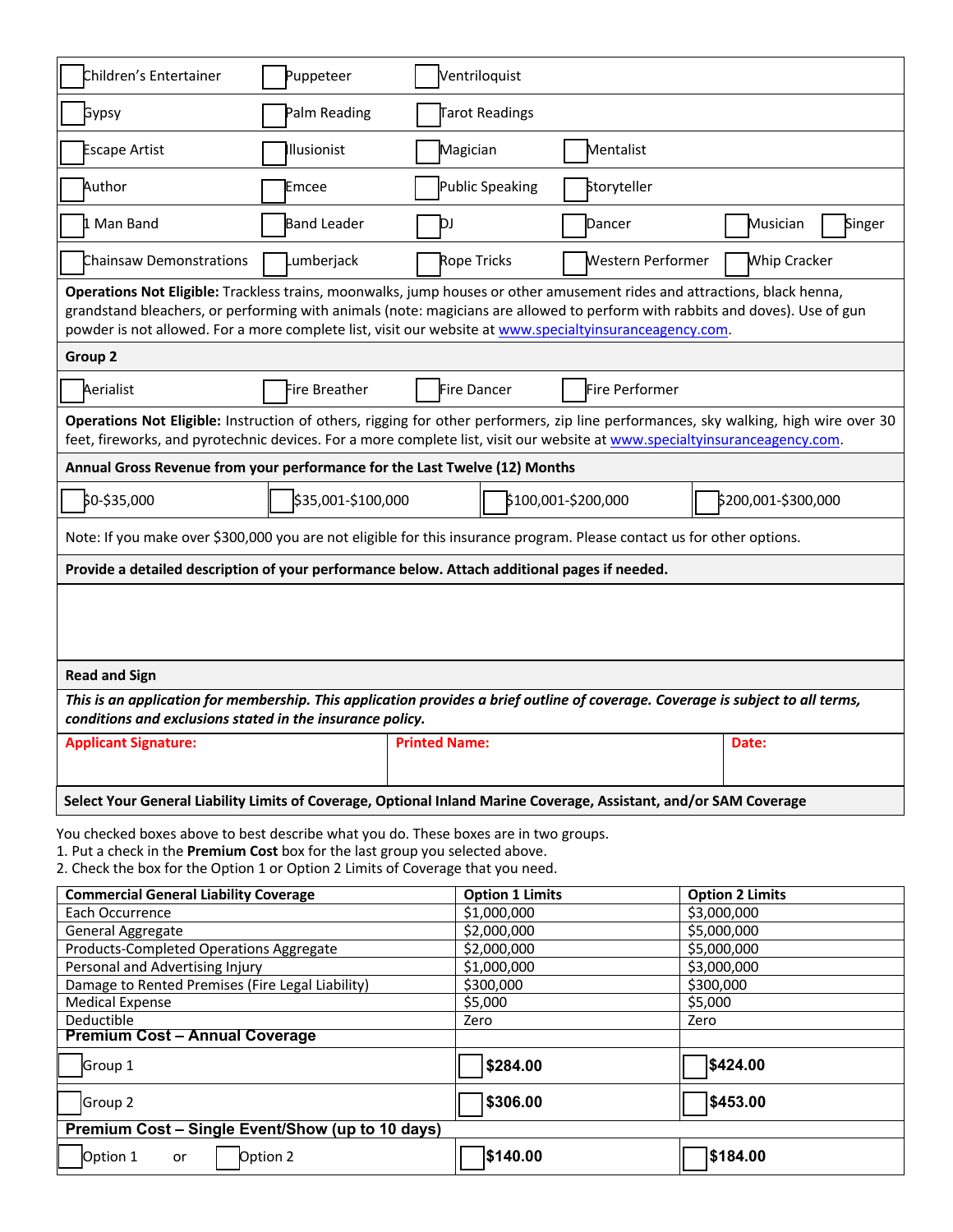- [ ] Children's Entertainer - [ ] Puppeteer - [ ] Ventriloquist
- [ ] Gypsy - [ ] Palm Reading - [ ] Tarot Readings
- [ ] Escape Artist - [ ] Illusionist - [ ] Magician - [ ] Mentalist
- [ ] Author - [ ] Emcee - [ ] Public Speaking - [ ] Storyteller
- [ ] 1 Man Band - [ ] Band Leader - [ ] DJ - [ ] Dancer - [ ] Musician - [ ] Singer
- [ ] Chainsaw Demonstrations - [ ] Lumberjack - [ ] Rope Tricks - [ ] Western Performer - [ ] Whip Cracker

**Operations Not Eligible:** Trackless trains, moonwalks, jump houses or other amusement rides and attractions, black henna, grandstand bleachers, or performing with animals (note: magicians are allowed to perform with rabbits and doves). Use of gun powder is not allowed. For a more complete list, visit our website at www.specialtyinsuranceagency.com.

**Group 2**

- [ ] Aerialist - [ ] Fire Breather - [ ] Fire Dancer - [ ] Fire Performer

**Operations Not Eligible:** Instruction of others, rigging for other performers, zip line performances, sky walking, high wire over 30 feet, fireworks, and pyrotechnic devices. For a more complete list, visit our website at www.specialtyinsuranceagency.com.

**Annual Gross Revenue from your performance for the Last Twelve (12) Months**

- [ ] $0-$35,000 - [ ] $35,001-$100,000 - [ ] $100,001-$200,000 - [ ] $200,001-$300,000

Note: If you make over $300,000 you are not eligible for this insurance program. Please contact us for other options.

**Provide a detailed description of your performance below. Attach additional pages if needed.**

**Read and Sign**

***This is an application for membership. This application provides a brief outline of coverage. Coverage is subject to all terms, conditions and exclusions stated in the insurance policy.***

| Applicant Signature: | Printed Name: | Date: |
|---|---|---|
| | | |

**Select Your General Liability Limits of Coverage, Optional Inland Marine Coverage, Assistant, and/or SAM Coverage**

You checked boxes above to best describe what you do. These boxes are in two groups.
1. Put a check in the **Premium Cost** box for the last group you selected above.
2. Check the box for the Option 1 or Option 2 Limits of Coverage that you need.

| Commercial General Liability Coverage | Option 1 Limits | Option 2 Limits |
|---|---|---|
| Each Occurrence | $1,000,000 | $3,000,000 |
| General Aggregate | $2,000,000 | $5,000,000 |
| Products-Completed Operations Aggregate | $2,000,000 | $5,000,000 |
| Personal and Advertising Injury | $1,000,000 | $3,000,000 |
| Damage to Rented Premises (Fire Legal Liability) | $300,000 | $300,000 |
| Medical Expense | $5,000 | $5,000 |
| Deductible | Zero | Zero |
| **Premium Cost – Annual Coverage** | | |
| ☐ Group 1 | ☐ **$284.00** | ☐ **$424.00** |
| ☐ Group 2 | ☐ **$306.00** | ☐ **$453.00** |
| **Premium Cost – Single Event/Show (up to 10 days)** | | |
| ☐ Option 1 or ☐ Option 2 | ☐ **$140.00** | ☐ **$184.00** |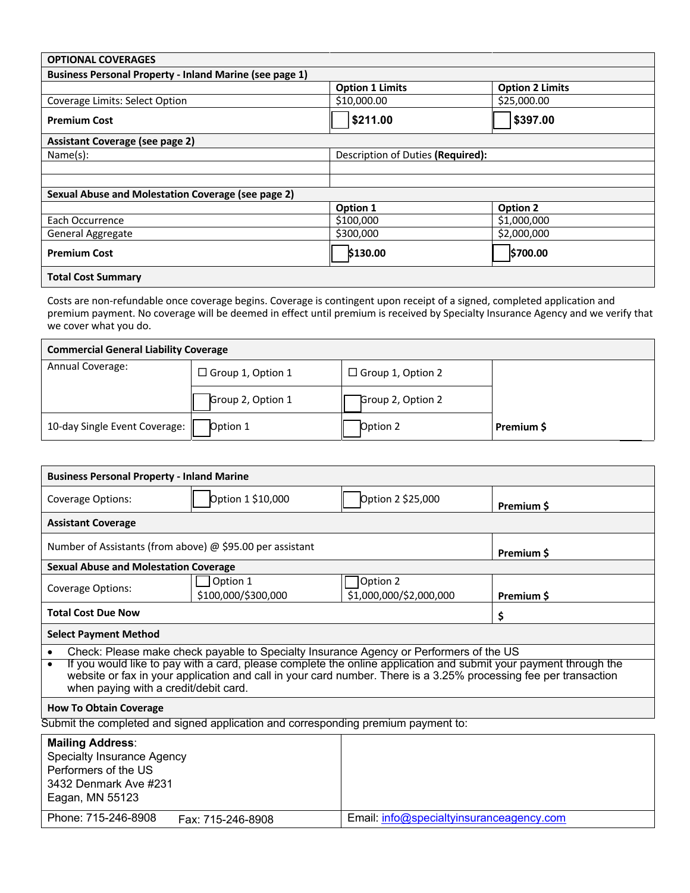| OPTIONAL COVERAGES | | |
|---|---|---|
| **Business Personal Property - Inland Marine (see page 1)** | | |
| | **Option 1 Limits** | **Option 2 Limits** |
| Coverage Limits: Select Option | $10,000.00 | $25,000.00 |
| **Premium Cost** | ☐ **$211.00** | ☐ **$397.00** |
| **Assistant Coverage (see page 2)** | | |
| Name(s): | Description of Duties **(Required):** | |
| | | |
| | | |
| **Sexual Abuse and Molestation Coverage (see page 2)** | | |
| | **Option 1** | **Option 2** |
| Each Occurrence | $100,000 | $1,000,000 |
| General Aggregate | $300,000 | $2,000,000 |
| **Premium Cost** | ☐ **$130.00** | ☐ **$700.00** |
| **Total Cost Summary** | | |

Costs are non-refundable once coverage begins. Coverage is contingent upon receipt of a signed, completed application and premium payment. No coverage will be deemed in effect until premium is received by Specialty Insurance Agency and we verify that we cover what you do.

| **Commercial General Liability Coverage** | | | |
|---|---|---|---|
| Annual Coverage: | ☐ Group 1, Option 1 | ☐ Group 1, Option 2 | |
| | ☐ Group 2, Option 1 | ☐ Group 2, Option 2 | |
| 10-day Single Event Coverage: | ☐ Option 1 | ☐ Option 2 | **Premium $** |

| **Business Personal Property - Inland Marine** | | | |
|---|---|---|---|
| Coverage Options: | ☐ Option 1 $10,000 | ☐ Option 2 $25,000 | **Premium $** |
| **Assistant Coverage** | | | |
| Number of Assistants (from above) @ $95.00 per assistant | | | **Premium $** |
| **Sexual Abuse and Molestation Coverage** | | | |
| Coverage Options: | ☐ Option 1 $100,000/$300,000 | ☐ Option 2 $1,000,000/$2,000,000 | **Premium $** |
| **Total Cost Due Now** | | | **$** |
| **Select Payment Method** | | | |

- Check: Please make check payable to Specialty Insurance Agency or Performers of the US
- If you would like to pay with a card, please complete the online application and submit your payment through the website or fax in your application and call in your card number. There is a 3.25% processing fee per transaction when paying with a credit/debit card.

**How To Obtain Coverage**

Submit the completed and signed application and corresponding premium payment to:

| **Mailing Address**:<br>Specialty Insurance Agency<br>Performers of the US<br>3432 Denmark Ave #231<br>Eagan, MN 55123 | |
|---|---|
| Phone: 715-246-8908 Fax: 715-246-8908 | Email: info@specialtyinsuranceagency.com |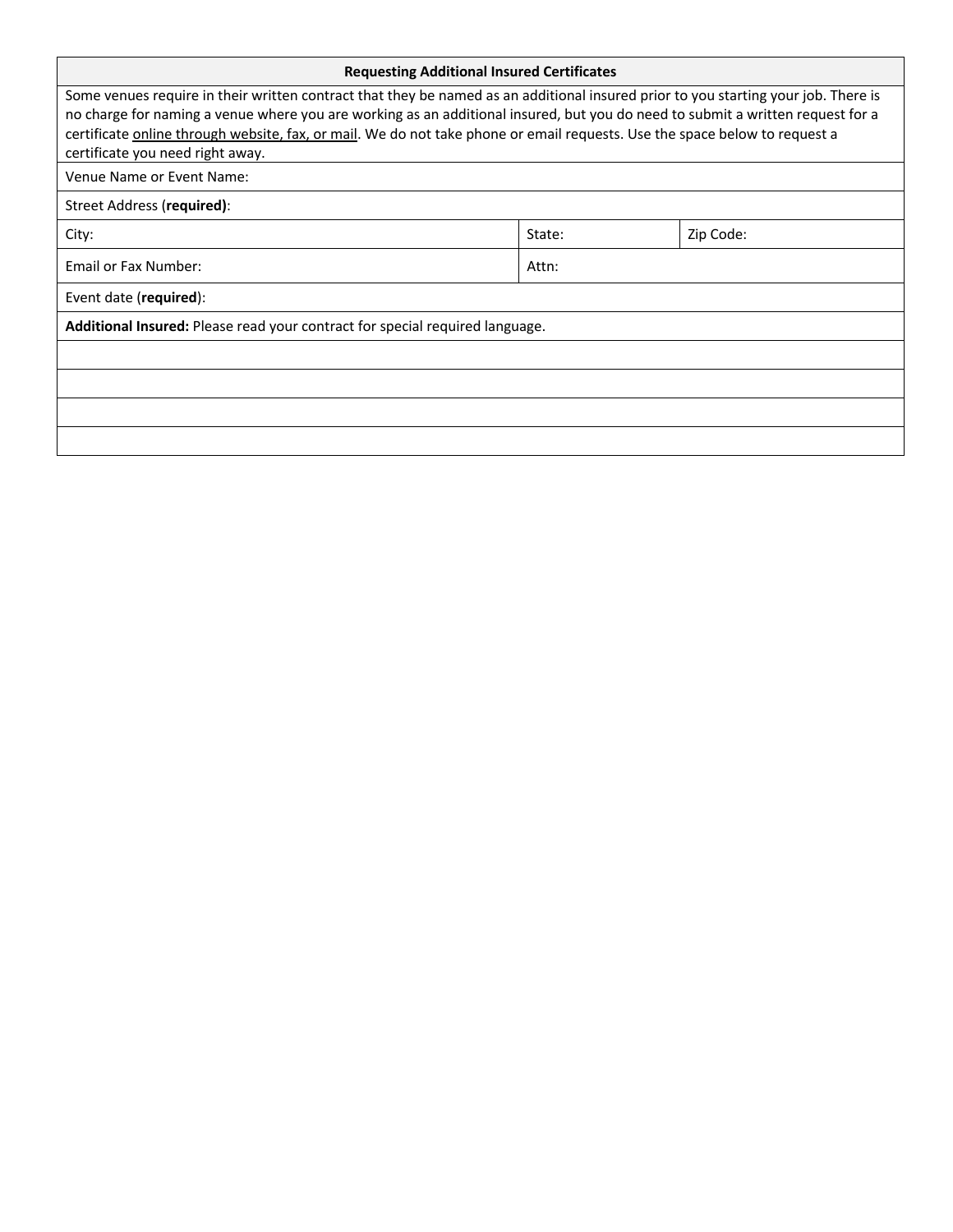## Requesting Additional Insured Certificates

Some venues require in their written contract that they be named as an additional insured prior to you starting your job. There is no charge for naming a venue where you are working as an additional insured, but you do need to submit a written request for a certificate <u>online through website, fax, or mail</u>. We do not take phone or email requests. Use the space below to request a certificate you need right away.

| | | |
|---|---|---|
| Venue Name or Event Name: | | |
| Street Address (**required)**: | | |
| City: | State: | Zip Code: |
| Email or Fax Number: | Attn: | |
| Event date (**required**): | | |
| **Additional Insured:** Please read your contract for special required language. | | |
| | | |
| | | |
| | | |
| | | |